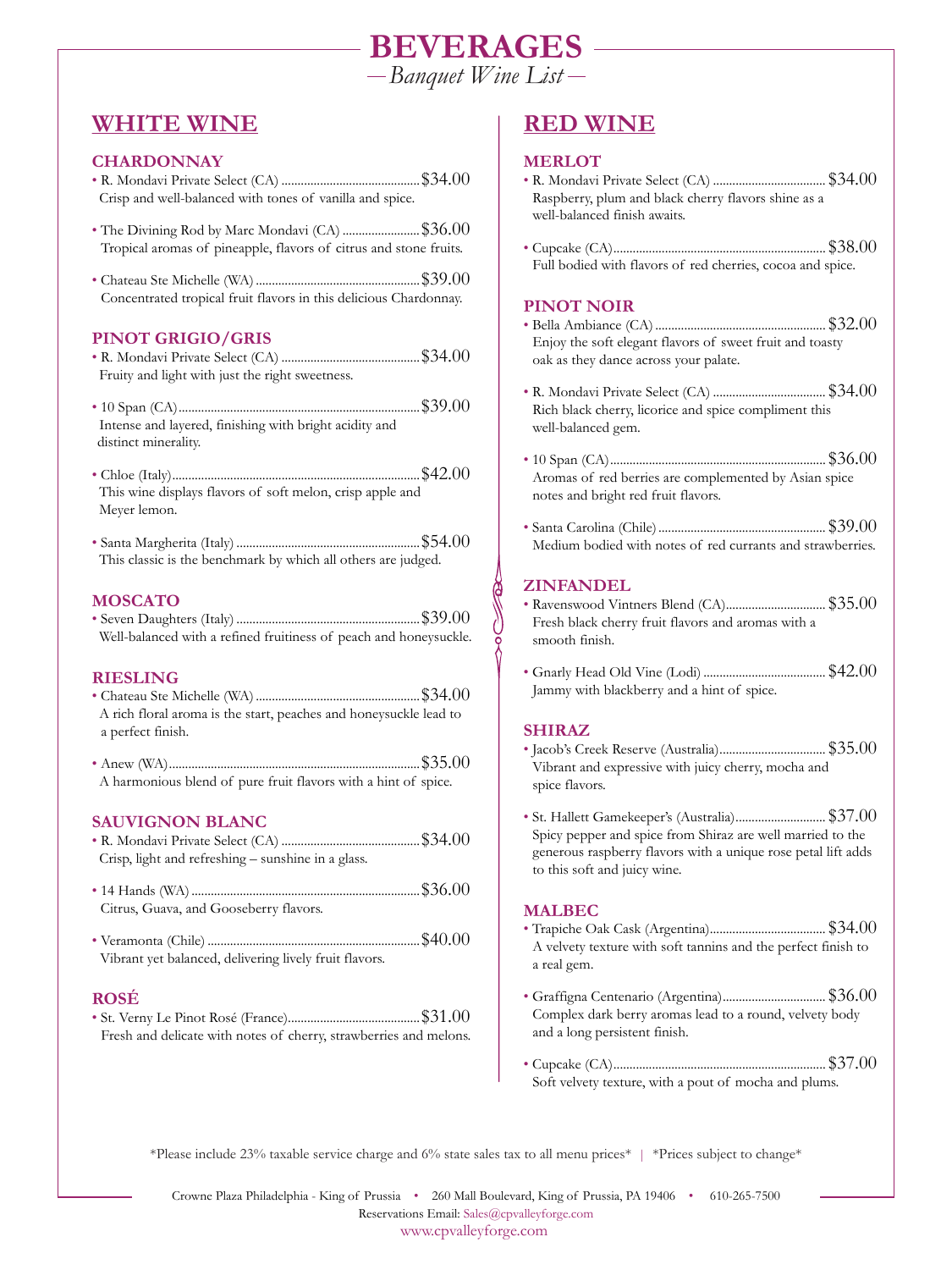# BEVERAGES

*— Banquet Wine List —*

## WHITE WINE

### CHARDONNAY

- R. Mondavi Private Select (CA) .......... $34.00
  Crisp and well-balanced with tones of vanilla and spice.
- The Divining Rod by Marc Mondavi (CA) .......... $36.00
  Tropical aromas of pineapple, flavors of citrus and stone fruits.
- Chateau Ste Michelle (WA) .......... $39.00
  Concentrated tropical fruit flavors in this delicious Chardonnay.

### PINOT GRIGIO/GRIS

- R. Mondavi Private Select (CA) .......... $34.00
  Fruity and light with just the right sweetness.
- 10 Span (CA) .......... $39.00
  Intense and layered, finishing with bright acidity and distinct minerality.
- Chloe (Italy) .......... $42.00
  This wine displays flavors of soft melon, crisp apple and Meyer lemon.
- Santa Margherita (Italy) .......... $54.00
  This classic is the benchmark by which all others are judged.

### MOSCATO

- Seven Daughters (Italy) .......... $39.00
  Well-balanced with a refined fruitiness of peach and honeysuckle.

### RIESLING

- Chateau Ste Michelle (WA) .......... $34.00
  A rich floral aroma is the start, peaches and honeysuckle lead to a perfect finish.
- Anew (WA) .......... $35.00
  A harmonious blend of pure fruit flavors with a hint of spice.

### SAUVIGNON BLANC

- R. Mondavi Private Select (CA) .......... $34.00
  Crisp, light and refreshing – sunshine in a glass.
- 14 Hands (WA) .......... $36.00
  Citrus, Guava, and Gooseberry flavors.
- Veramonta (Chile) .......... $40.00
  Vibrant yet balanced, delivering lively fruit flavors.

### ROSÉ

- St. Verny Le Pinot Rosé (France) .......... $31.00
  Fresh and delicate with notes of cherry, strawberries and melons.

## RED WINE

### MERLOT

- R. Mondavi Private Select (CA) .......... $34.00
  Raspberry, plum and black cherry flavors shine as a well-balanced finish awaits.
- Cupcake (CA) .......... $38.00
  Full bodied with flavors of red cherries, cocoa and spice.

### PINOT NOIR

- Bella Ambiance (CA) .......... $32.00
  Enjoy the soft elegant flavors of sweet fruit and toasty oak as they dance across your palate.
- R. Mondavi Private Select (CA) .......... $34.00
  Rich black cherry, licorice and spice compliment this well-balanced gem.
- 10 Span (CA) .......... $36.00
  Aromas of red berries are complemented by Asian spice notes and bright red fruit flavors.
- Santa Carolina (Chile) .......... $39.00
  Medium bodied with notes of red currants and strawberries.

### ZINFANDEL

- Ravenswood Vintners Blend (CA) .......... $35.00
  Fresh black cherry fruit flavors and aromas with a smooth finish.
- Gnarly Head Old Vine (Lodi) .......... $42.00
  Jammy with blackberry and a hint of spice.

### SHIRAZ

- Jacob's Creek Reserve (Australia) .......... $35.00
  Vibrant and expressive with juicy cherry, mocha and spice flavors.
- St. Hallett Gamekeeper's (Australia) .......... $37.00
  Spicy pepper and spice from Shiraz are well married to the generous raspberry flavors with a unique rose petal lift adds to this soft and juicy wine.

### MALBEC

- Trapiche Oak Cask (Argentina) .......... $34.00
  A velvety texture with soft tannins and the perfect finish to a real gem.
- Graffigna Centenario (Argentina) .......... $36.00
  Complex dark berry aromas lead to a round, velvety body and a long persistent finish.
- Cupcake (CA) .......... $37.00
  Soft velvety texture, with a pout of mocha and plums.

*Please include 23% taxable service charge and 6% state sales tax to all menu prices* | *Prices subject to change*

Crowne Plaza Philadelphia - King of Prussia • 260 Mall Boulevard, King of Prussia, PA 19406 • 610-265-7500
Reservations Email: Sales@cpvalleyforge.com
www.cpvalleyforge.com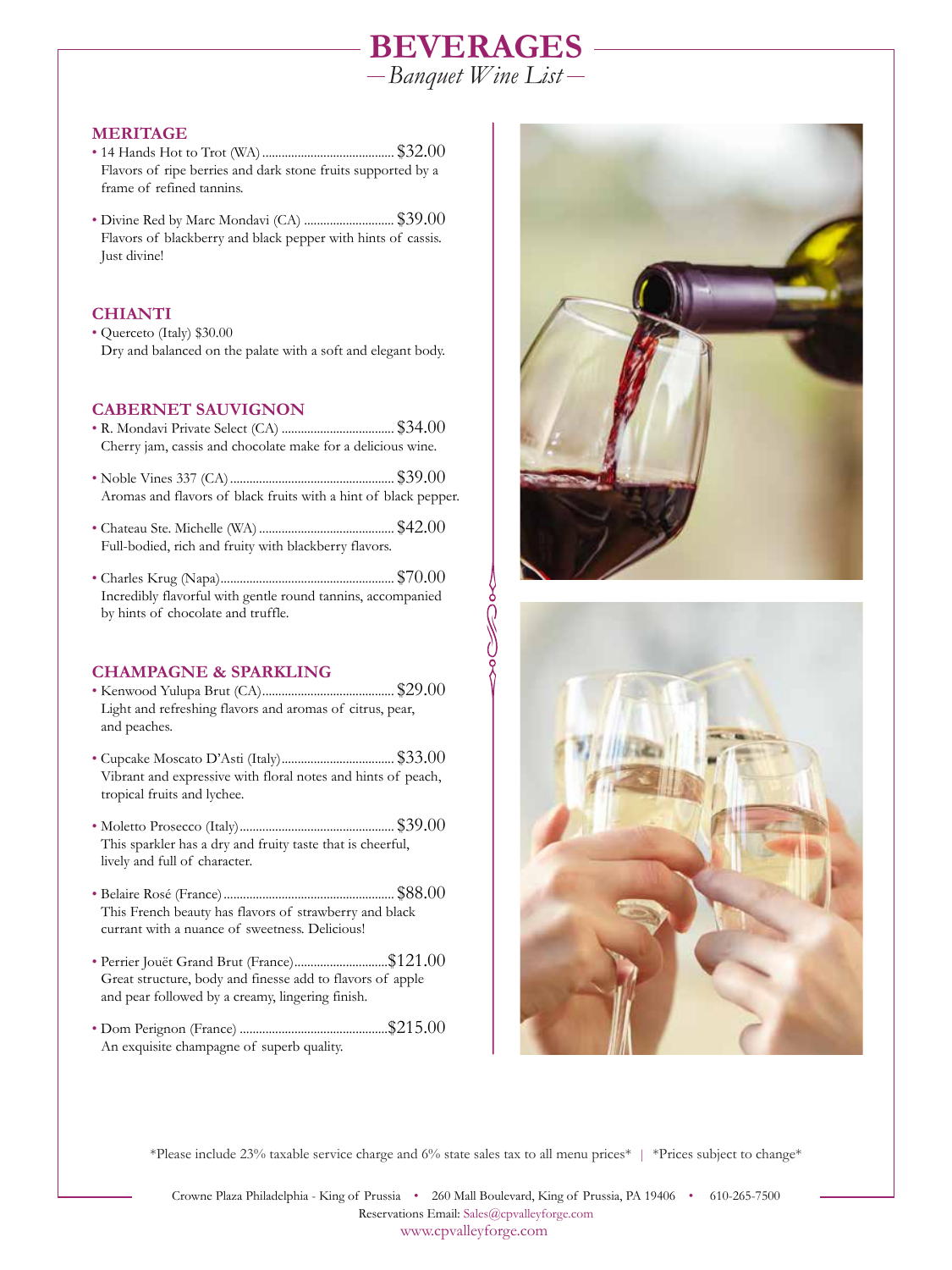# BEVERAGES

*Banquet Wine List*

## MERITAGE

- 14 Hands Hot to Trot (WA) ........................................ $32.00
  Flavors of ripe berries and dark stone fruits supported by a frame of refined tannins.
- Divine Red by Marc Mondavi (CA) ........................... $39.00
  Flavors of blackberry and black pepper with hints of cassis. Just divine!

## CHIANTI

- Querceto (Italy) $30.00
  Dry and balanced on the palate with a soft and elegant body.

## CABERNET SAUVIGNON

- R. Mondavi Private Select (CA) .................................. $34.00
  Cherry jam, cassis and chocolate make for a delicious wine.
- Noble Vines 337 (CA) .................................................. $39.00
  Aromas and flavors of black fruits with a hint of black pepper.
- Chateau Ste. Michelle (WA) ......................................... $42.00
  Full-bodied, rich and fruity with blackberry flavors.
- Charles Krug (Napa) ..................................................... $70.00
  Incredibly flavorful with gentle round tannins, accompanied by hints of chocolate and truffle.

## CHAMPAGNE & SPARKLING

- Kenwood Yulupa Brut (CA) ......................................... $29.00
  Light and refreshing flavors and aromas of citrus, pear, and peaches.
- Cupcake Moscato D'Asti (Italy) .................................. $33.00
  Vibrant and expressive with floral notes and hints of peach, tropical fruits and lychee.
- Moletto Prosecco (Italy) ............................................... $39.00
  This sparkler has a dry and fruity taste that is cheerful, lively and full of character.
- Belaire Rosé (France) ................................................... $88.00
  This French beauty has flavors of strawberry and black currant with a nuance of sweetness. Delicious!
- Perrier Jouët Grand Brut (France) ............................ $121.00
  Great structure, body and finesse add to flavors of apple and pear followed by a creamy, lingering finish.
- Dom Perignon (France) ............................................. $215.00
  An exquisite champagne of superb quality.

*Please include 23% taxable service charge and 6% state sales tax to all menu prices* | *Prices subject to change*

Crowne Plaza Philadelphia - King of Prussia • 260 Mall Boulevard, King of Prussia, PA 19406 • 610-265-7500
Reservations Email: Sales@cpvalleyforge.com
www.cpvalleyforge.com